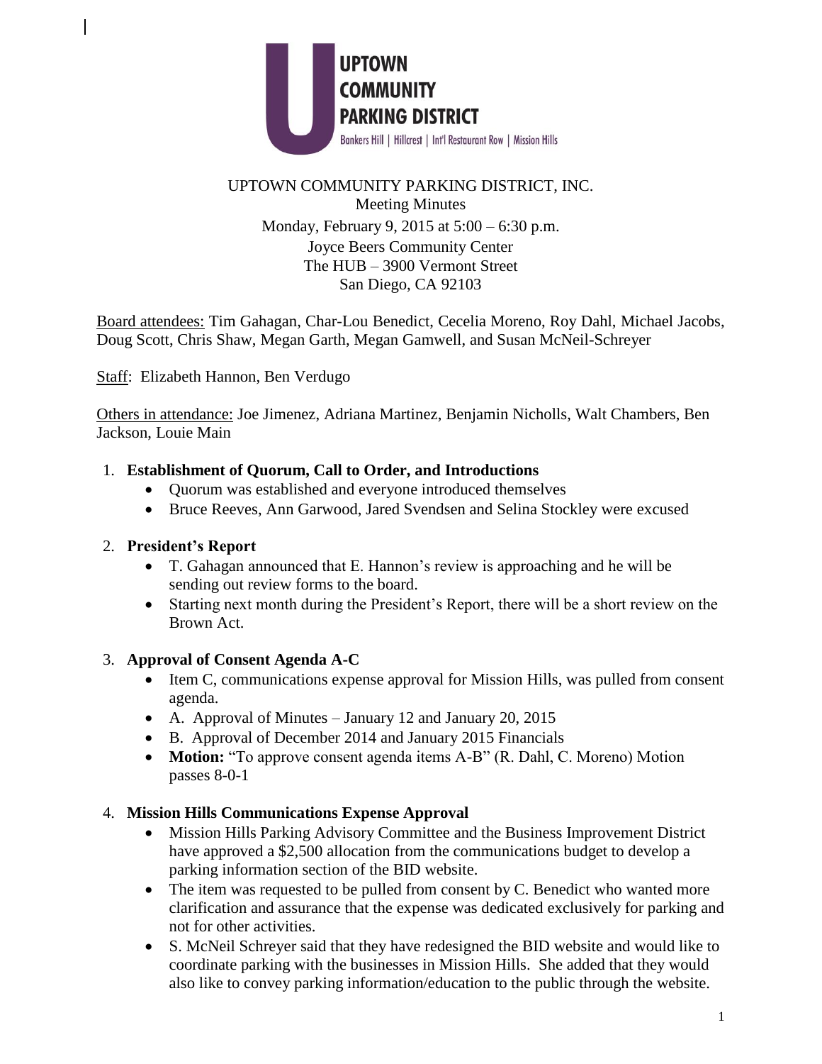UPTOWN COMMUNITY PARKING DISTRICT

Bankers Hill | Hillcrest | Int'l Restaurant Row | Mission Hills

UPTOWN COMMUNITY PARKING DISTRICT, INC.
Meeting Minutes
Monday, February 9, 2015 at 5:00 – 6:30 p.m.
Joyce Beers Community Center
The HUB – 3900 Vermont Street
San Diego, CA 92103

Board attendees: Tim Gahagan, Char-Lou Benedict, Cecelia Moreno, Roy Dahl, Michael Jacobs, Doug Scott, Chris Shaw, Megan Garth, Megan Gamwell, and Susan McNeil-Schreyer

Staff: Elizabeth Hannon, Ben Verdugo

Others in attendance: Joe Jimenez, Adriana Martinez, Benjamin Nicholls, Walt Chambers, Ben Jackson, Louie Main

1. **Establishment of Quorum, Call to Order, and Introductions**
   - Quorum was established and everyone introduced themselves
   - Bruce Reeves, Ann Garwood, Jared Svendsen and Selina Stockley were excused

2. **President's Report**
   - T. Gahagan announced that E. Hannon's review is approaching and he will be sending out review forms to the board.
   - Starting next month during the President's Report, there will be a short review on the Brown Act.

3. **Approval of Consent Agenda A-C**
   - Item C, communications expense approval for Mission Hills, was pulled from consent agenda.
   - A. Approval of Minutes – January 12 and January 20, 2015
   - B. Approval of December 2014 and January 2015 Financials
   - **Motion:** "To approve consent agenda items A-B" (R. Dahl, C. Moreno) Motion passes 8-0-1

4. **Mission Hills Communications Expense Approval**
   - Mission Hills Parking Advisory Committee and the Business Improvement District have approved a $2,500 allocation from the communications budget to develop a parking information section of the BID website.
   - The item was requested to be pulled from consent by C. Benedict who wanted more clarification and assurance that the expense was dedicated exclusively for parking and not for other activities.
   - S. McNeil Schreyer said that they have redesigned the BID website and would like to coordinate parking with the businesses in Mission Hills. She added that they would also like to convey parking information/education to the public through the website.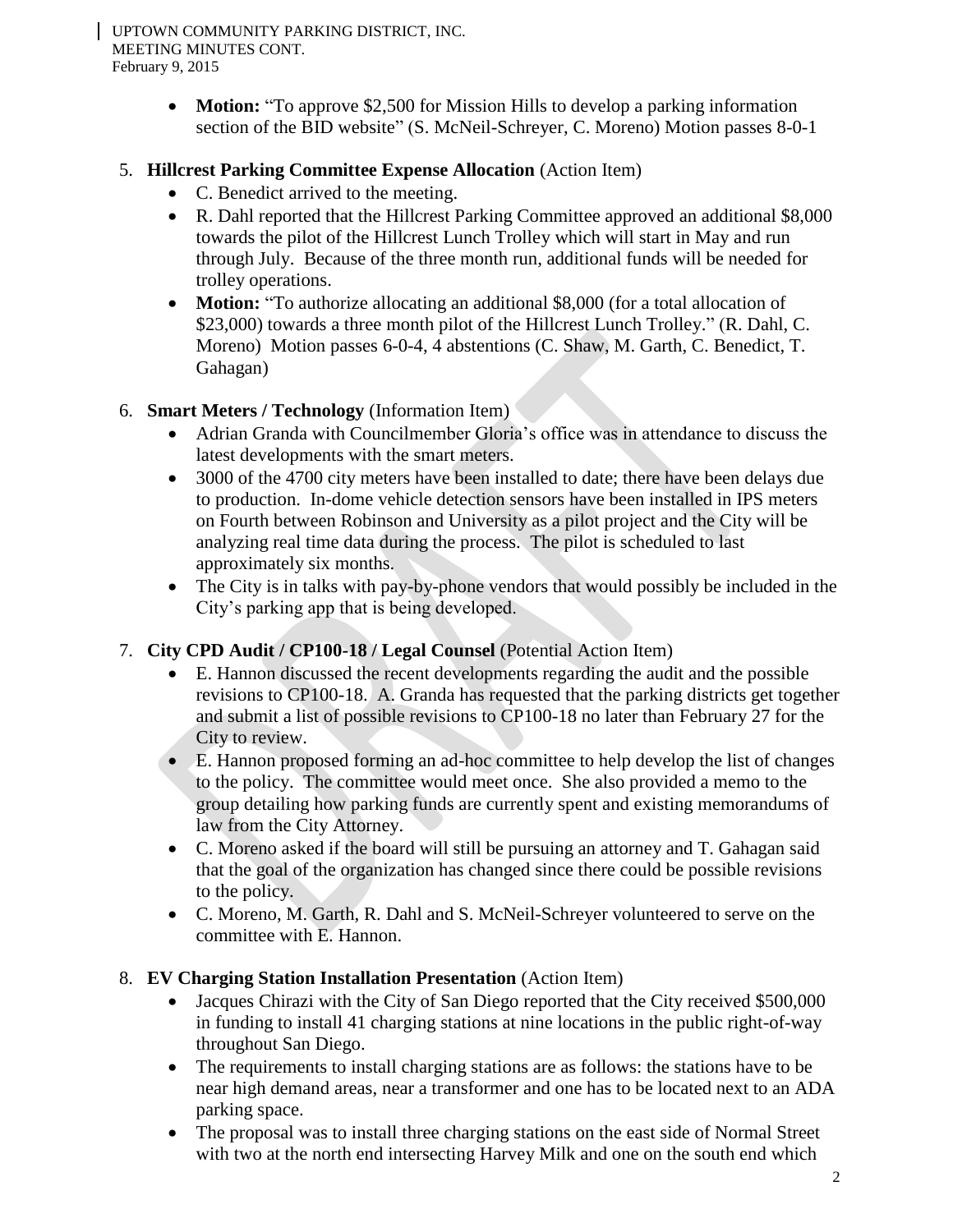- **Motion:** "To approve $2,500 for Mission Hills to develop a parking information section of the BID website" (S. McNeil-Schreyer, C. Moreno) Motion passes 8-0-1

5. **Hillcrest Parking Committee Expense Allocation** (Action Item)
   - C. Benedict arrived to the meeting.
   - R. Dahl reported that the Hillcrest Parking Committee approved an additional $8,000 towards the pilot of the Hillcrest Lunch Trolley which will start in May and run through July. Because of the three month run, additional funds will be needed for trolley operations.
   - **Motion:** "To authorize allocating an additional $8,000 (for a total allocation of $23,000) towards a three month pilot of the Hillcrest Lunch Trolley." (R. Dahl, C. Moreno) Motion passes 6-0-4, 4 abstentions (C. Shaw, M. Garth, C. Benedict, T. Gahagan)

6. **Smart Meters / Technology** (Information Item)
   - Adrian Granda with Councilmember Gloria's office was in attendance to discuss the latest developments with the smart meters.
   - 3000 of the 4700 city meters have been installed to date; there have been delays due to production. In-dome vehicle detection sensors have been installed in IPS meters on Fourth between Robinson and University as a pilot project and the City will be analyzing real time data during the process. The pilot is scheduled to last approximately six months.
   - The City is in talks with pay-by-phone vendors that would possibly be included in the City's parking app that is being developed.

7. **City CPD Audit / CP100-18 / Legal Counsel** (Potential Action Item)
   - E. Hannon discussed the recent developments regarding the audit and the possible revisions to CP100-18. A. Granda has requested that the parking districts get together and submit a list of possible revisions to CP100-18 no later than February 27 for the City to review.
   - E. Hannon proposed forming an ad-hoc committee to help develop the list of changes to the policy. The committee would meet once. She also provided a memo to the group detailing how parking funds are currently spent and existing memorandums of law from the City Attorney.
   - C. Moreno asked if the board will still be pursuing an attorney and T. Gahagan said that the goal of the organization has changed since there could be possible revisions to the policy.
   - C. Moreno, M. Garth, R. Dahl and S. McNeil-Schreyer volunteered to serve on the committee with E. Hannon.

8. **EV Charging Station Installation Presentation** (Action Item)
   - Jacques Chirazi with the City of San Diego reported that the City received $500,000 in funding to install 41 charging stations at nine locations in the public right-of-way throughout San Diego.
   - The requirements to install charging stations are as follows: the stations have to be near high demand areas, near a transformer and one has to be located next to an ADA parking space.
   - The proposal was to install three charging stations on the east side of Normal Street with two at the north end intersecting Harvey Milk and one on the south end which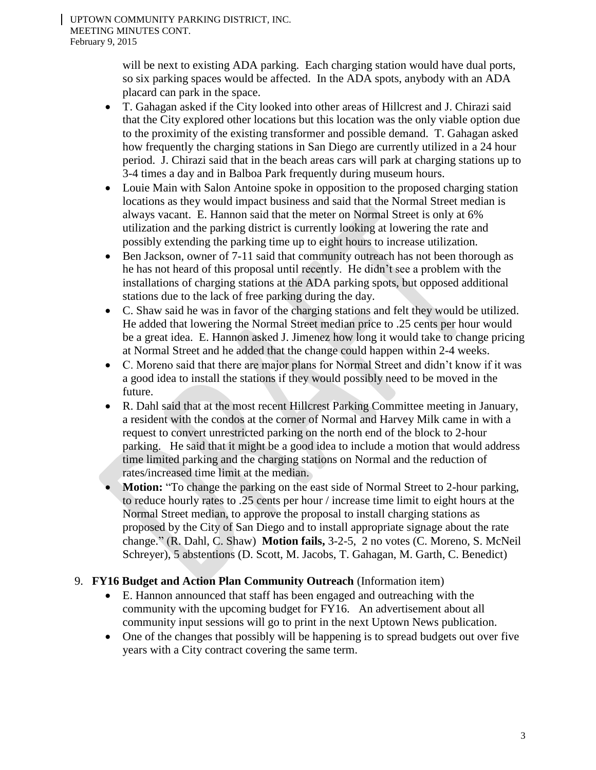will be next to existing ADA parking. Each charging station would have dual ports, so six parking spaces would be affected. In the ADA spots, anybody with an ADA placard can park in the space.

- T. Gahagan asked if the City looked into other areas of Hillcrest and J. Chirazi said that the City explored other locations but this location was the only viable option due to the proximity of the existing transformer and possible demand. T. Gahagan asked how frequently the charging stations in San Diego are currently utilized in a 24 hour period. J. Chirazi said that in the beach areas cars will park at charging stations up to 3-4 times a day and in Balboa Park frequently during museum hours.
- Louie Main with Salon Antoine spoke in opposition to the proposed charging station locations as they would impact business and said that the Normal Street median is always vacant. E. Hannon said that the meter on Normal Street is only at 6% utilization and the parking district is currently looking at lowering the rate and possibly extending the parking time up to eight hours to increase utilization.
- Ben Jackson, owner of 7-11 said that community outreach has not been thorough as he has not heard of this proposal until recently. He didn't see a problem with the installations of charging stations at the ADA parking spots, but opposed additional stations due to the lack of free parking during the day.
- C. Shaw said he was in favor of the charging stations and felt they would be utilized. He added that lowering the Normal Street median price to .25 cents per hour would be a great idea. E. Hannon asked J. Jimenez how long it would take to change pricing at Normal Street and he added that the change could happen within 2-4 weeks.
- C. Moreno said that there are major plans for Normal Street and didn't know if it was a good idea to install the stations if they would possibly need to be moved in the future.
- R. Dahl said that at the most recent Hillcrest Parking Committee meeting in January, a resident with the condos at the corner of Normal and Harvey Milk came in with a request to convert unrestricted parking on the north end of the block to 2-hour parking. He said that it might be a good idea to include a motion that would address time limited parking and the charging stations on Normal and the reduction of rates/increased time limit at the median.
- **Motion:** "To change the parking on the east side of Normal Street to 2-hour parking, to reduce hourly rates to .25 cents per hour / increase time limit to eight hours at the Normal Street median, to approve the proposal to install charging stations as proposed by the City of San Diego and to install appropriate signage about the rate change." (R. Dahl, C. Shaw) **Motion fails,** 3-2-5, 2 no votes (C. Moreno, S. McNeil Schreyer), 5 abstentions (D. Scott, M. Jacobs, T. Gahagan, M. Garth, C. Benedict)

9. **FY16 Budget and Action Plan Community Outreach** (Information item)
   - E. Hannon announced that staff has been engaged and outreaching with the community with the upcoming budget for FY16. An advertisement about all community input sessions will go to print in the next Uptown News publication.
   - One of the changes that possibly will be happening is to spread budgets out over five years with a City contract covering the same term.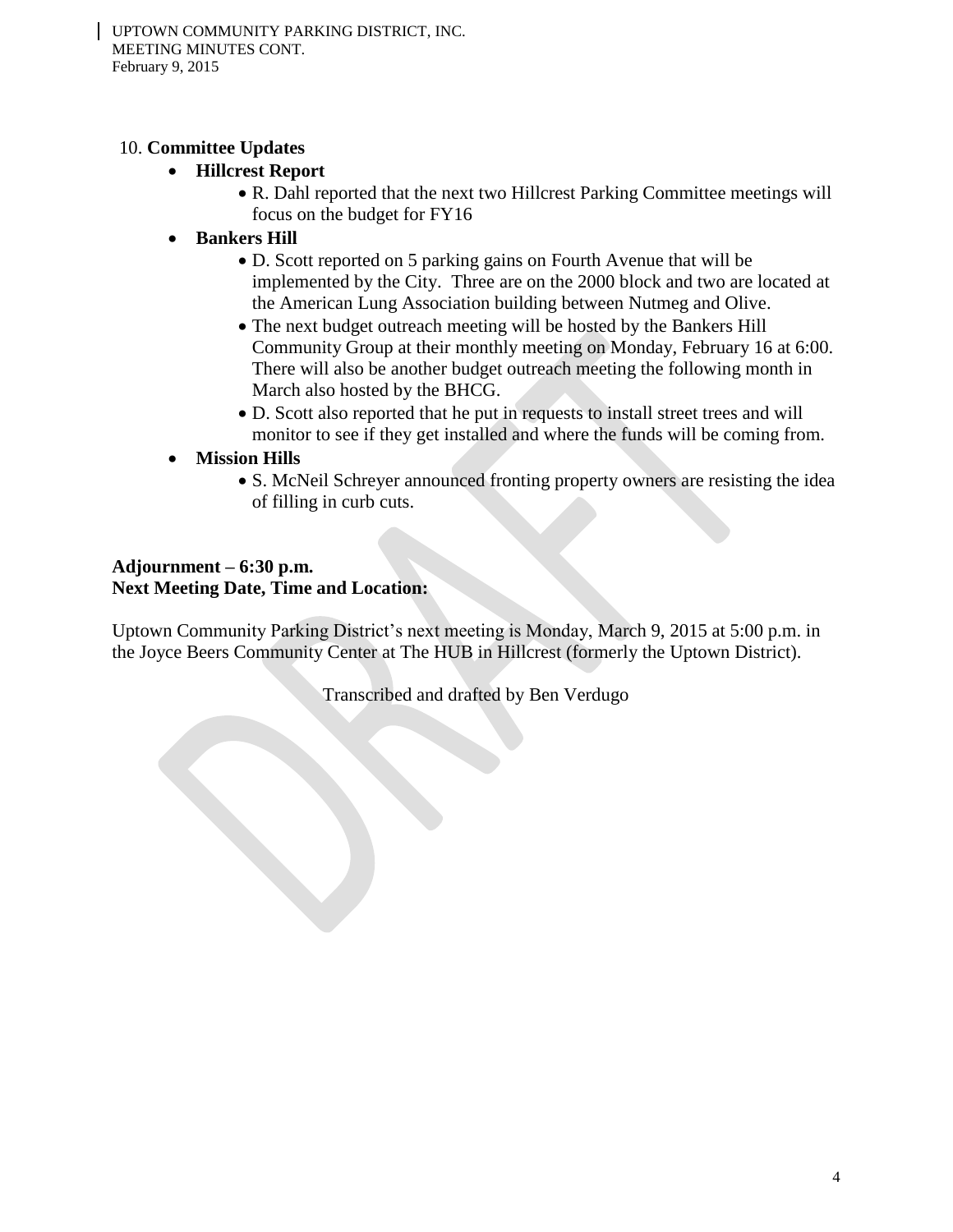10. **Committee Updates**

- **Hillcrest Report**
  - R. Dahl reported that the next two Hillcrest Parking Committee meetings will focus on the budget for FY16
- **Bankers Hill**
  - D. Scott reported on 5 parking gains on Fourth Avenue that will be implemented by the City. Three are on the 2000 block and two are located at the American Lung Association building between Nutmeg and Olive.
  - The next budget outreach meeting will be hosted by the Bankers Hill Community Group at their monthly meeting on Monday, February 16 at 6:00. There will also be another budget outreach meeting the following month in March also hosted by the BHCG.
  - D. Scott also reported that he put in requests to install street trees and will monitor to see if they get installed and where the funds will be coming from.
- **Mission Hills**
  - S. McNeil Schreyer announced fronting property owners are resisting the idea of filling in curb cuts.

**Adjournment – 6:30 p.m.**
**Next Meeting Date, Time and Location:**

Uptown Community Parking District's next meeting is Monday, March 9, 2015 at 5:00 p.m. in the Joyce Beers Community Center at The HUB in Hillcrest (formerly the Uptown District).

Transcribed and drafted by Ben Verdugo